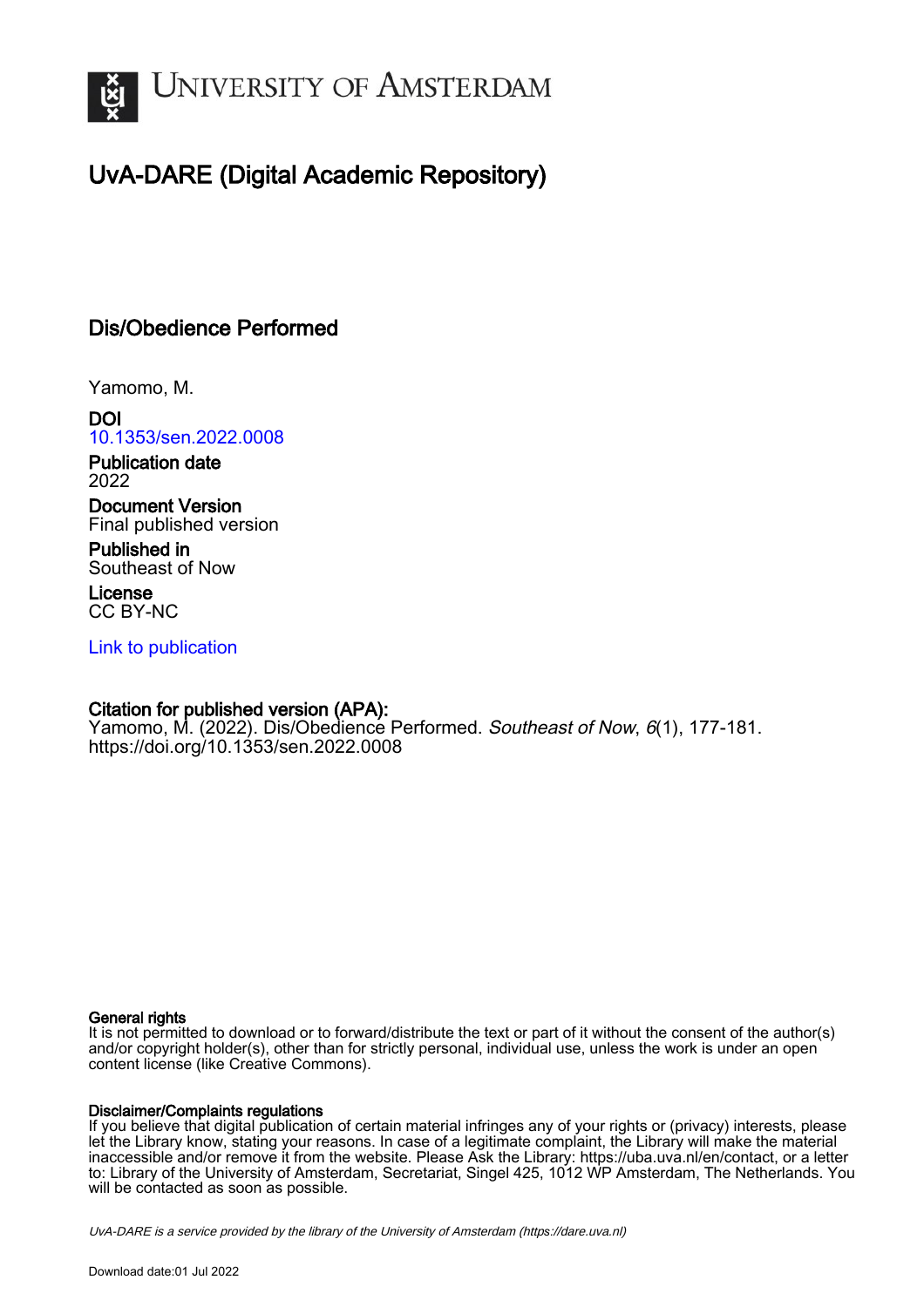# UvA-DARE (Digital Academic Repository)

## Dis/Obedience Performed

Yamomo, M.

**DOI**
10.1353/sen.2022.0008

**Publication date**
2022

**Document Version**
Final published version

**Published in**
Southeast of Now

**License**
CC BY-NC

Link to publication

**Citation for published version (APA):**
Yamomo, M. (2022). Dis/Obedience Performed. *Southeast of Now*, *6*(1), 177-181. https://doi.org/10.1353/sen.2022.0008

**General rights**
It is not permitted to download or to forward/distribute the text or part of it without the consent of the author(s) and/or copyright holder(s), other than for strictly personal, individual use, unless the work is under an open content license (like Creative Commons).

**Disclaimer/Complaints regulations**
If you believe that digital publication of certain material infringes any of your rights or (privacy) interests, please let the Library know, stating your reasons. In case of a legitimate complaint, the Library will make the material inaccessible and/or remove it from the website. Please Ask the Library: https://uba.uva.nl/en/contact, or a letter to: Library of the University of Amsterdam, Secretariat, Singel 425, 1012 WP Amsterdam, The Netherlands. You will be contacted as soon as possible.

*UvA-DARE is a service provided by the library of the University of Amsterdam (https://dare.uva.nl)*

Download date:01 Jul 2022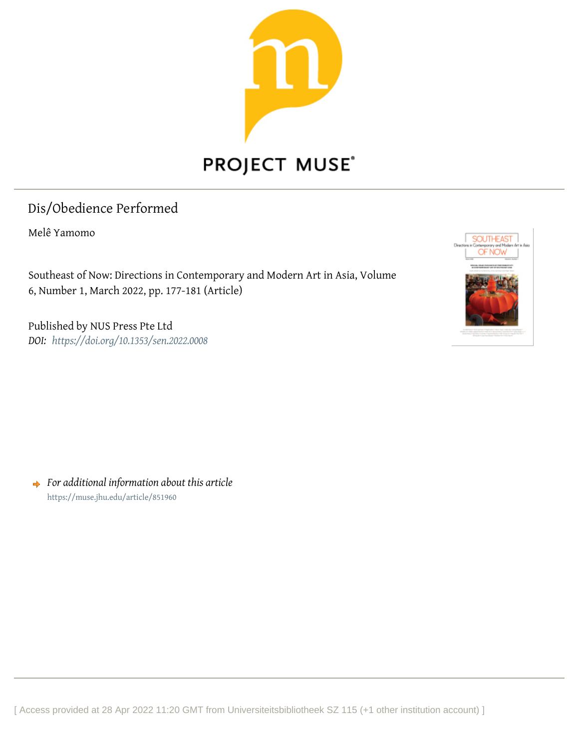# Dis/Obedience Performed

Melê Yamomo

Southeast of Now: Directions in Contemporary and Modern Art in Asia, Volume 6, Number 1, March 2022, pp. 177-181 (Article)

Published by NUS Press Pte Ltd

*DOI: https://doi.org/10.1353/sen.2022.0008*

*For additional information about this article*

https://muse.jhu.edu/article/851960

[ Access provided at 28 Apr 2022 11:20 GMT from Universiteitsbibliotheek SZ 115 (+1 other institution account) ]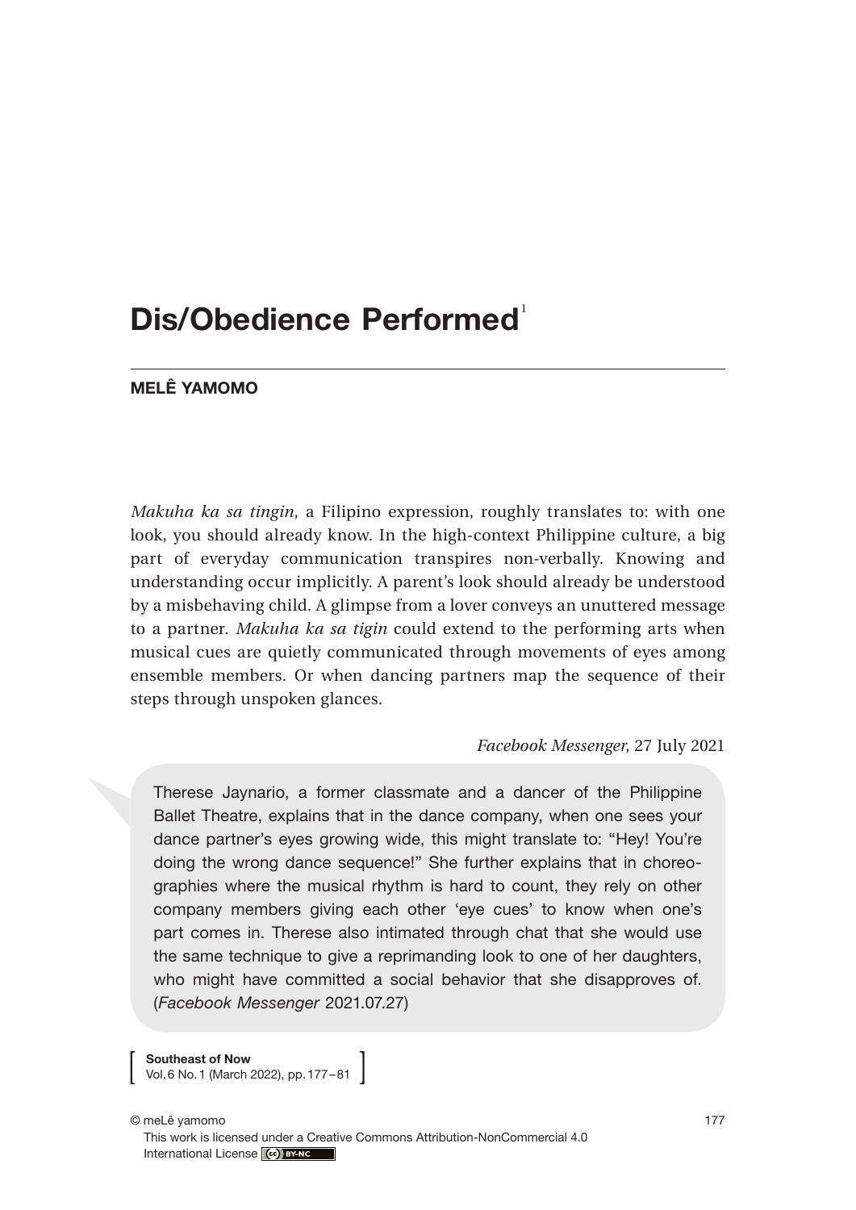# Dis/Obedience Performed[1]

**MELÊ YAMOMO**

*Makuha ka sa tingin*, a Filipino expression, roughly translates to: with one look, you should already know. In the high-context Philippine culture, a big part of everyday communication transpires non-verbally. Knowing and understanding occur implicitly. A parent's look should already be understood by a misbehaving child. A glimpse from a lover conveys an unuttered message to a partner. *Makuha ka sa tigin* could extend to the performing arts when musical cues are quietly communicated through movements of eyes among ensemble members. Or when dancing partners map the sequence of their steps through unspoken glances.

*Facebook Messenger*, 27 July 2021

> Therese Jaynario, a former classmate and a dancer of the Philippine Ballet Theatre, explains that in the dance company, when one sees your dance partner's eyes growing wide, this might translate to: "Hey! You're doing the wrong dance sequence!" She further explains that in choreographies where the musical rhythm is hard to count, they rely on other company members giving each other 'eye cues' to know when one's part comes in. Therese also intimated through chat that she would use the same technique to give a reprimanding look to one of her daughters, who might have committed a social behavior that she disapproves of. (*Facebook Messenger* 2021.07.27)

© meLê yamomo

This work is licensed under a Creative Commons Attribution-NonCommercial 4.0 International License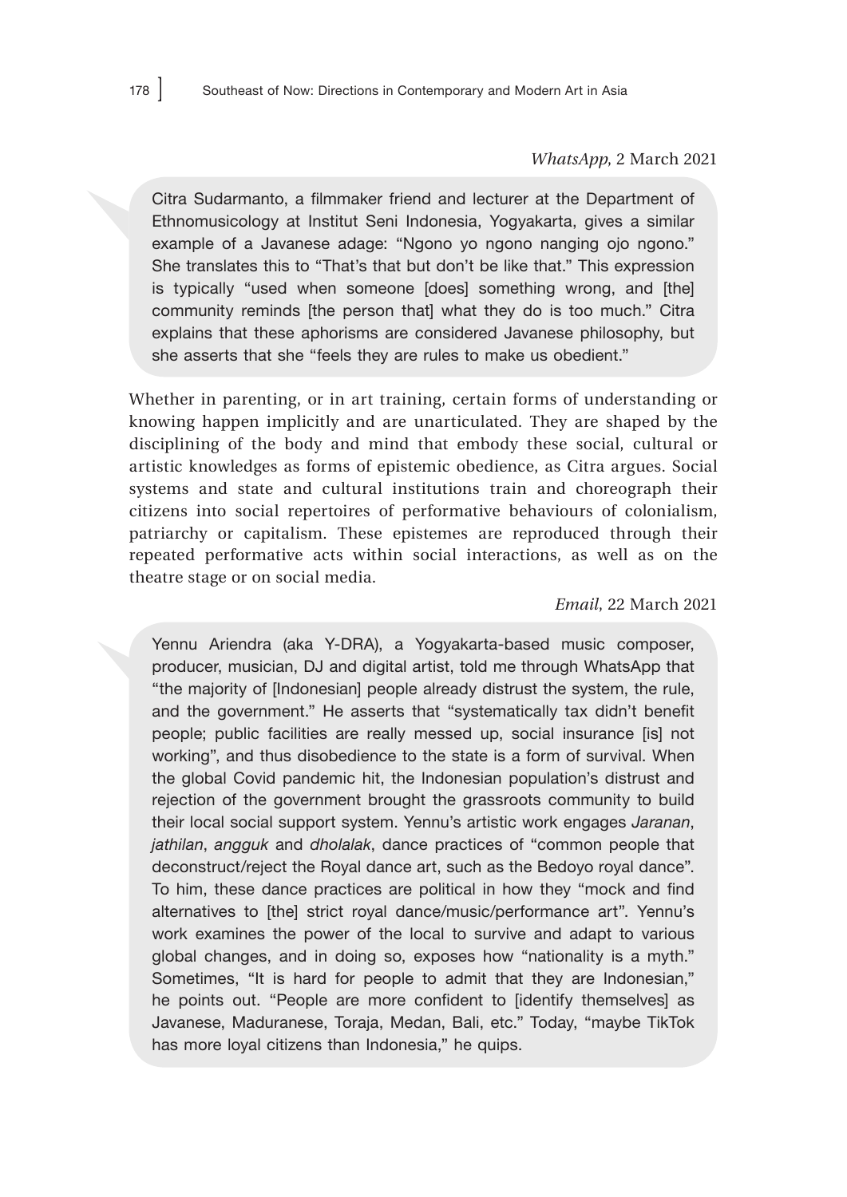*WhatsApp*, 2 March 2021

> Citra Sudarmanto, a filmmaker friend and lecturer at the Department of Ethnomusicology at Institut Seni Indonesia, Yogyakarta, gives a similar example of a Javanese adage: "Ngono yo ngono nanging ojo ngono." She translates this to "That's that but don't be like that." This expression is typically "used when someone [does] something wrong, and [the] community reminds [the person that] what they do is too much." Citra explains that these aphorisms are considered Javanese philosophy, but she asserts that she "feels they are rules to make us obedient."

Whether in parenting, or in art training, certain forms of understanding or knowing happen implicitly and are unarticulated. They are shaped by the disciplining of the body and mind that embody these social, cultural or artistic knowledges as forms of epistemic obedience, as Citra argues. Social systems and state and cultural institutions train and choreograph their citizens into social repertoires of performative behaviours of colonialism, patriarchy or capitalism. These epistemes are reproduced through their repeated performative acts within social interactions, as well as on the theatre stage or on social media.

*Email*, 22 March 2021

> Yennu Ariendra (aka Y-DRA), a Yogyakarta-based music composer, producer, musician, DJ and digital artist, told me through WhatsApp that "the majority of [Indonesian] people already distrust the system, the rule, and the government." He asserts that "systematically tax didn't benefit people; public facilities are really messed up, social insurance [is] not working", and thus disobedience to the state is a form of survival. When the global Covid pandemic hit, the Indonesian population's distrust and rejection of the government brought the grassroots community to build their local social support system. Yennu's artistic work engages *Jaranan*, *jathilan*, *angguk* and *dholalak*, dance practices of "common people that deconstruct/reject the Royal dance art, such as the Bedoyo royal dance". To him, these dance practices are political in how they "mock and find alternatives to [the] strict royal dance/music/performance art". Yennu's work examines the power of the local to survive and adapt to various global changes, and in doing so, exposes how "nationality is a myth." Sometimes, "It is hard for people to admit that they are Indonesian," he points out. "People are more confident to [identify themselves] as Javanese, Maduranese, Toraja, Medan, Bali, etc." Today, "maybe TikTok has more loyal citizens than Indonesia," he quips.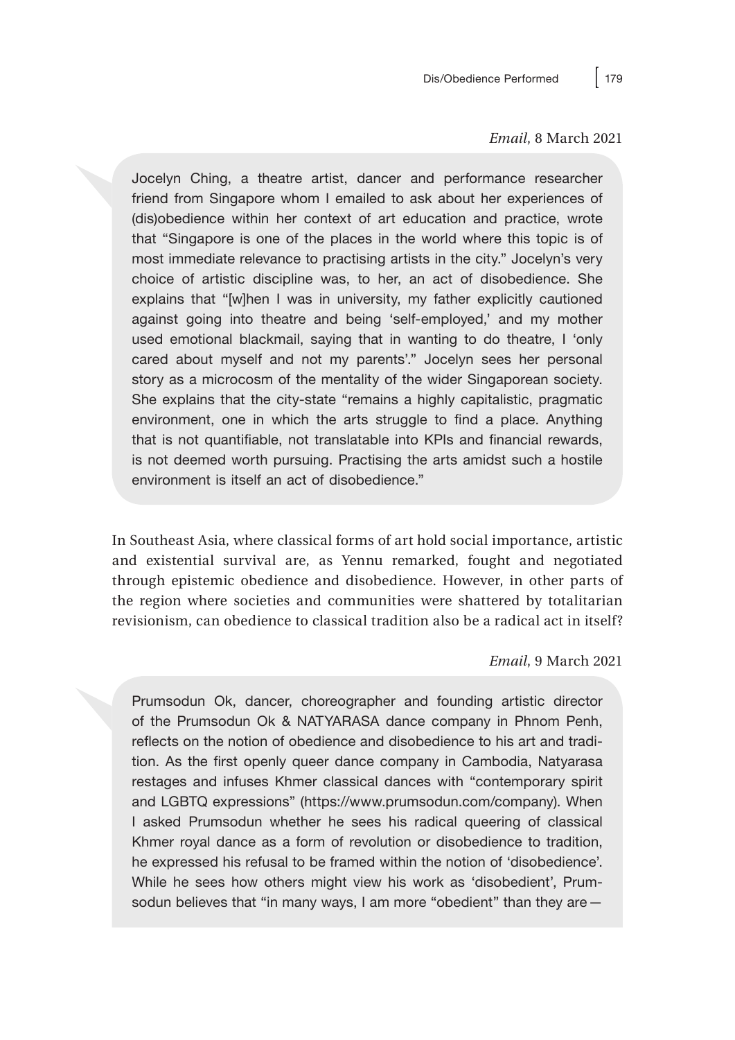*Email*, 8 March 2021

Jocelyn Ching, a theatre artist, dancer and performance researcher friend from Singapore whom I emailed to ask about her experiences of (dis)obedience within her context of art education and practice, wrote that "Singapore is one of the places in the world where this topic is of most immediate relevance to practising artists in the city." Jocelyn's very choice of artistic discipline was, to her, an act of disobedience. She explains that "[w]hen I was in university, my father explicitly cautioned against going into theatre and being 'self-employed,' and my mother used emotional blackmail, saying that in wanting to do theatre, I 'only cared about myself and not my parents'." Jocelyn sees her personal story as a microcosm of the mentality of the wider Singaporean society. She explains that the city-state "remains a highly capitalistic, pragmatic environment, one in which the arts struggle to find a place. Anything that is not quantifiable, not translatable into KPIs and financial rewards, is not deemed worth pursuing. Practising the arts amidst such a hostile environment is itself an act of disobedience."

In Southeast Asia, where classical forms of art hold social importance, artistic and existential survival are, as Yennu remarked, fought and negotiated through epistemic obedience and disobedience. However, in other parts of the region where societies and communities were shattered by totalitarian revisionism, can obedience to classical tradition also be a radical act in itself?

*Email*, 9 March 2021

Prumsodun Ok, dancer, choreographer and founding artistic director of the Prumsodun Ok & NATYARASA dance company in Phnom Penh, reflects on the notion of obedience and disobedience to his art and tradition. As the first openly queer dance company in Cambodia, Natyarasa restages and infuses Khmer classical dances with "contemporary spirit and LGBTQ expressions" (https://www.prumsodun.com/company). When I asked Prumsodun whether he sees his radical queering of classical Khmer royal dance as a form of revolution or disobedience to tradition, he expressed his refusal to be framed within the notion of 'disobedience'. While he sees how others might view his work as 'disobedient', Prumsodun believes that "in many ways, I am more "obedient" than they are—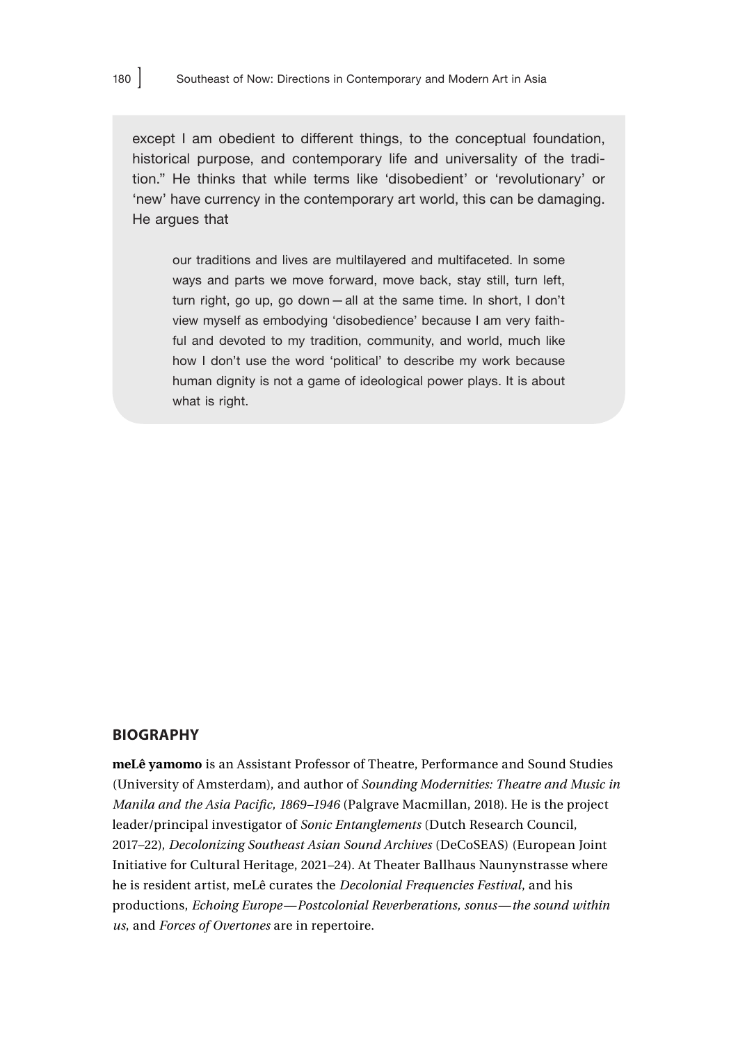except I am obedient to different things, to the conceptual foundation, historical purpose, and contemporary life and universality of the tradition." He thinks that while terms like 'disobedient' or 'revolutionary' or 'new' have currency in the contemporary art world, this can be damaging. He argues that

> our traditions and lives are multilayered and multifaceted. In some ways and parts we move forward, move back, stay still, turn left, turn right, go up, go down — all at the same time. In short, I don't view myself as embodying 'disobedience' because I am very faithful and devoted to my tradition, community, and world, much like how I don't use the word 'political' to describe my work because human dignity is not a game of ideological power plays. It is about what is right.

## BIOGRAPHY

**meLê yamomo** is an Assistant Professor of Theatre, Performance and Sound Studies (University of Amsterdam), and author of *Sounding Modernities: Theatre and Music in Manila and the Asia Pacific, 1869–1946* (Palgrave Macmillan, 2018). He is the project leader/principal investigator of *Sonic Entanglements* (Dutch Research Council, 2017–22), *Decolonizing Southeast Asian Sound Archives* (DeCoSEAS) (European Joint Initiative for Cultural Heritage, 2021–24). At Theater Ballhaus Naunynstrasse where he is resident artist, meLê curates the *Decolonial Frequencies Festival*, and his productions, *Echoing Europe—Postcolonial Reverberations, sonus—the sound within us,* and *Forces of Overtones* are in repertoire.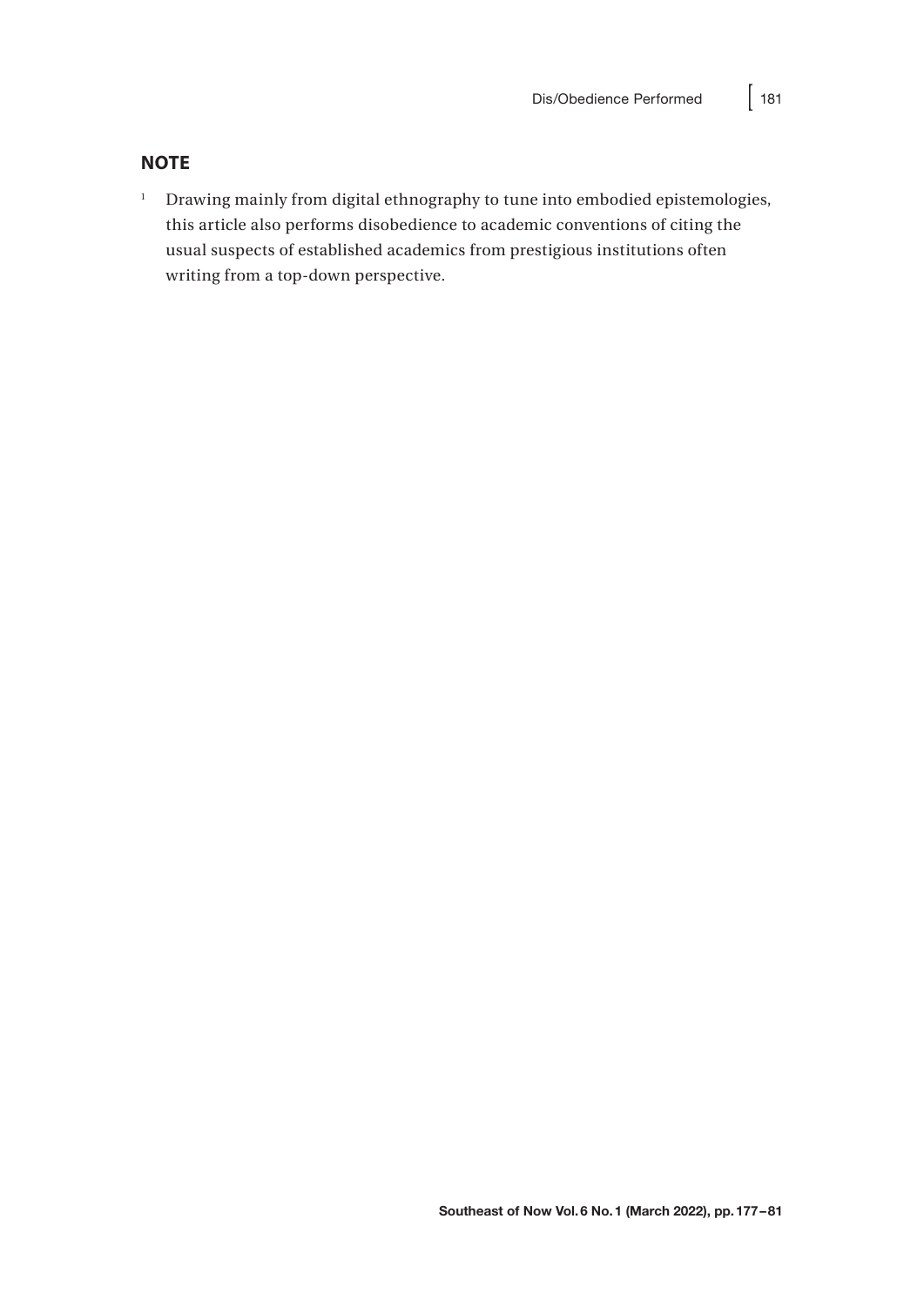## NOTE

[1] Drawing mainly from digital ethnography to tune into embodied epistemologies, this article also performs disobedience to academic conventions of citing the usual suspects of established academics from prestigious institutions often writing from a top-down perspective.